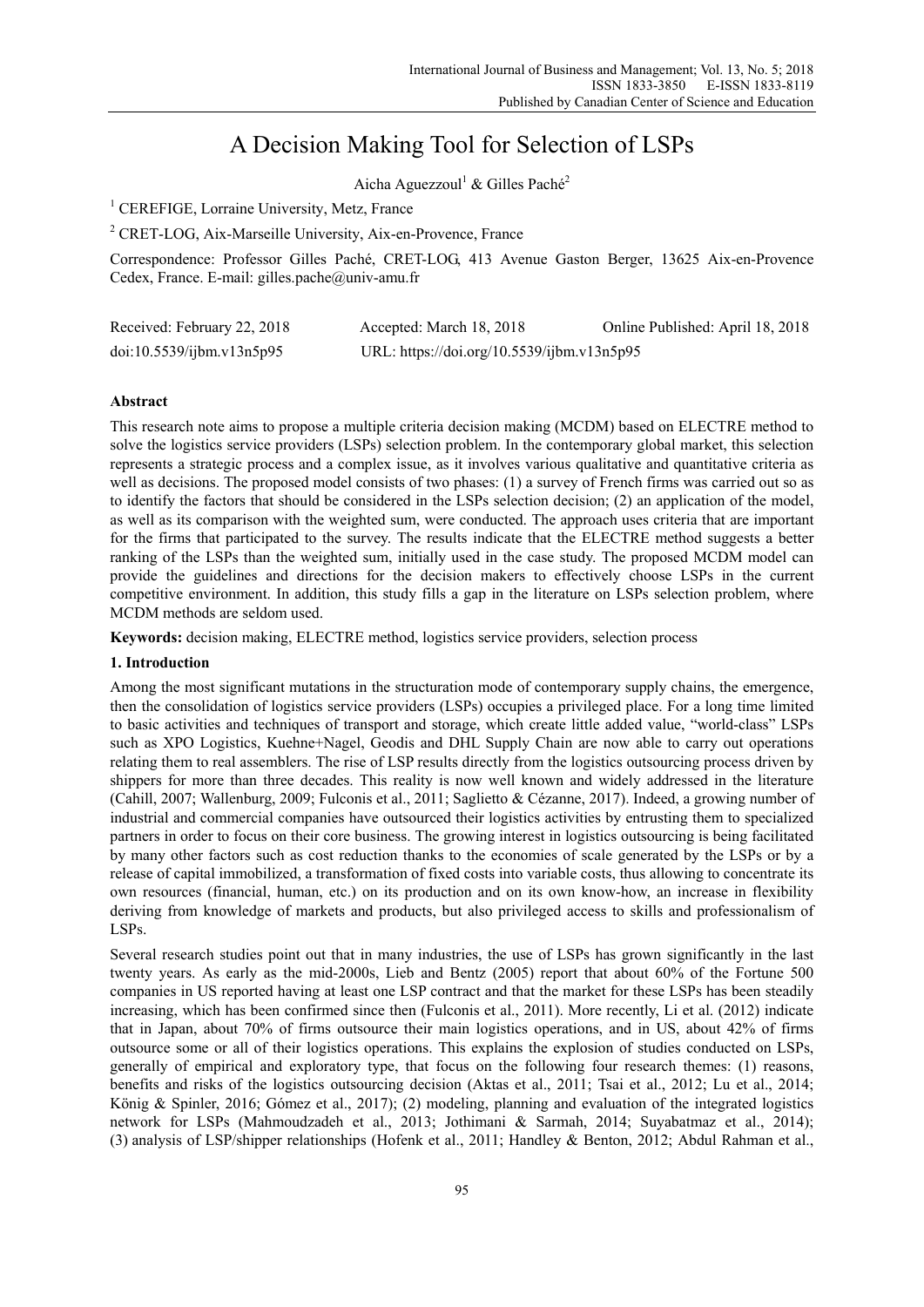# A Decision Making Tool for Selection of LSPs

Aicha Aguezzoul[1] & Gilles Paché[2]

[1] CEREFIGE, Lorraine University, Metz, France

[2] CRET-LOG, Aix-Marseille University, Aix-en-Provence, France

Correspondence: Professor Gilles Paché, CRET-LOG, 413 Avenue Gaston Berger, 13625 Aix-en-Provence Cedex, France. E-mail: gilles.pache@univ-amu.fr

Received: February 22, 2018    Accepted: March 18, 2018    Online Published: April 18, 2018

doi:10.5539/ijbm.v13n5p95    URL: https://doi.org/10.5539/ijbm.v13n5p95

## Abstract

This research note aims to propose a multiple criteria decision making (MCDM) based on ELECTRE method to solve the logistics service providers (LSPs) selection problem. In the contemporary global market, this selection represents a strategic process and a complex issue, as it involves various qualitative and quantitative criteria as well as decisions. The proposed model consists of two phases: (1) a survey of French firms was carried out so as to identify the factors that should be considered in the LSPs selection decision; (2) an application of the model, as well as its comparison with the weighted sum, were conducted. The approach uses criteria that are important for the firms that participated to the survey. The results indicate that the ELECTRE method suggests a better ranking of the LSPs than the weighted sum, initially used in the case study. The proposed MCDM model can provide the guidelines and directions for the decision makers to effectively choose LSPs in the current competitive environment. In addition, this study fills a gap in the literature on LSPs selection problem, where MCDM methods are seldom used.

**Keywords:** decision making, ELECTRE method, logistics service providers, selection process

## 1. Introduction

Among the most significant mutations in the structuration mode of contemporary supply chains, the emergence, then the consolidation of logistics service providers (LSPs) occupies a privileged place. For a long time limited to basic activities and techniques of transport and storage, which create little added value, "world-class" LSPs such as XPO Logistics, Kuehne+Nagel, Geodis and DHL Supply Chain are now able to carry out operations relating them to real assemblers. The rise of LSP results directly from the logistics outsourcing process driven by shippers for more than three decades. This reality is now well known and widely addressed in the literature (Cahill, 2007; Wallenburg, 2009; Fulconis et al., 2011; Saglietto & Cézanne, 2017). Indeed, a growing number of industrial and commercial companies have outsourced their logistics activities by entrusting them to specialized partners in order to focus on their core business. The growing interest in logistics outsourcing is being facilitated by many other factors such as cost reduction thanks to the economies of scale generated by the LSPs or by a release of capital immobilized, a transformation of fixed costs into variable costs, thus allowing to concentrate its own resources (financial, human, etc.) on its production and on its own know-how, an increase in flexibility deriving from knowledge of markets and products, but also privileged access to skills and professionalism of LSPs.

Several research studies point out that in many industries, the use of LSPs has grown significantly in the last twenty years. As early as the mid-2000s, Lieb and Bentz (2005) report that about 60% of the Fortune 500 companies in US reported having at least one LSP contract and that the market for these LSPs has been steadily increasing, which has been confirmed since then (Fulconis et al., 2011). More recently, Li et al. (2012) indicate that in Japan, about 70% of firms outsource their main logistics operations, and in US, about 42% of firms outsource some or all of their logistics operations. This explains the explosion of studies conducted on LSPs, generally of empirical and exploratory type, that focus on the following four research themes: (1) reasons, benefits and risks of the logistics outsourcing decision (Aktas et al., 2011; Tsai et al., 2012; Lu et al., 2014; König & Spinler, 2016; Gómez et al., 2017); (2) modeling, planning and evaluation of the integrated logistics network for LSPs (Mahmoudzadeh et al., 2013; Jothimani & Sarmah, 2014; Suyabatmaz et al., 2014); (3) analysis of LSP/shipper relationships (Hofenk et al., 2011; Handley & Benton, 2012; Abdul Rahman et al.,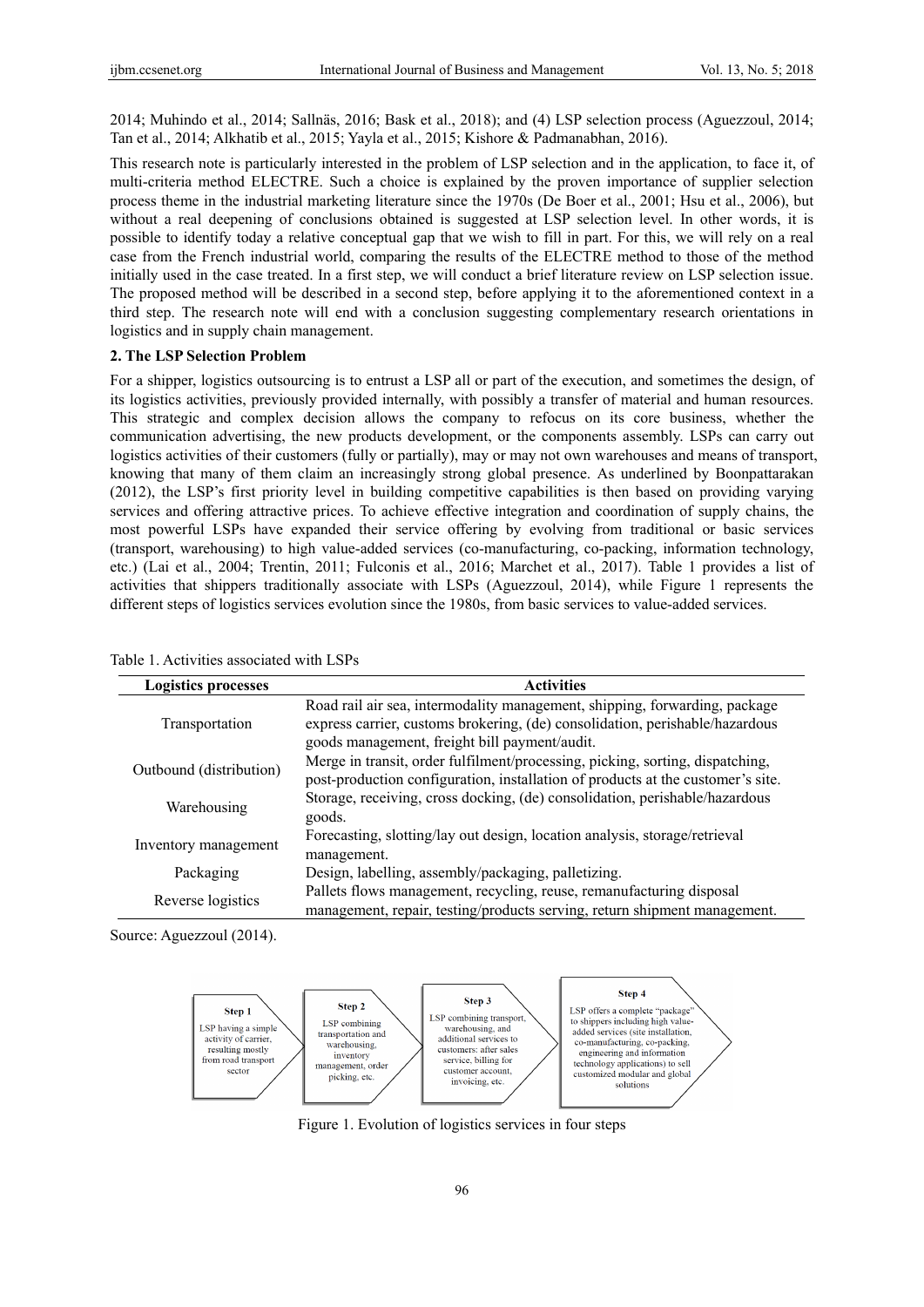2014; Muhindo et al., 2014; Sallnäs, 2016; Bask et al., 2018); and (4) LSP selection process (Aguezzoul, 2014; Tan et al., 2014; Alkhatib et al., 2015; Yayla et al., 2015; Kishore & Padmanabhan, 2016).

This research note is particularly interested in the problem of LSP selection and in the application, to face it, of multi-criteria method ELECTRE. Such a choice is explained by the proven importance of supplier selection process theme in the industrial marketing literature since the 1970s (De Boer et al., 2001; Hsu et al., 2006), but without a real deepening of conclusions obtained is suggested at LSP selection level. In other words, it is possible to identify today a relative conceptual gap that we wish to fill in part. For this, we will rely on a real case from the French industrial world, comparing the results of the ELECTRE method to those of the method initially used in the case treated. In a first step, we will conduct a brief literature review on LSP selection issue. The proposed method will be described in a second step, before applying it to the aforementioned context in a third step. The research note will end with a conclusion suggesting complementary research orientations in logistics and in supply chain management.

## 2. The LSP Selection Problem

For a shipper, logistics outsourcing is to entrust a LSP all or part of the execution, and sometimes the design, of its logistics activities, previously provided internally, with possibly a transfer of material and human resources. This strategic and complex decision allows the company to refocus on its core business, whether the communication advertising, the new products development, or the components assembly. LSPs can carry out logistics activities of their customers (fully or partially), may or may not own warehouses and means of transport, knowing that many of them claim an increasingly strong global presence. As underlined by Boonpattarakan (2012), the LSP's first priority level in building competitive capabilities is then based on providing varying services and offering attractive prices. To achieve effective integration and coordination of supply chains, the most powerful LSPs have expanded their service offering by evolving from traditional or basic services (transport, warehousing) to high value-added services (co-manufacturing, co-packing, information technology, etc.) (Lai et al., 2004; Trentin, 2011; Fulconis et al., 2016; Marchet et al., 2017). Table 1 provides a list of activities that shippers traditionally associate with LSPs (Aguezzoul, 2014), while Figure 1 represents the different steps of logistics services evolution since the 1980s, from basic services to value-added services.

Table 1. Activities associated with LSPs

| Logistics processes | Activities |
|---|---|
| Transportation | Road rail air sea, intermodality management, shipping, forwarding, package express carrier, customs brokering, (de) consolidation, perishable/hazardous goods management, freight bill payment/audit. |
| Outbound (distribution) | Merge in transit, order fulfilment/processing, picking, sorting, dispatching, post-production configuration, installation of products at the customer's site. |
| Warehousing | Storage, receiving, cross docking, (de) consolidation, perishable/hazardous goods. |
| Inventory management | Forecasting, slotting/lay out design, location analysis, storage/retrieval management. |
| Packaging | Design, labelling, assembly/packaging, palletizing. |
| Reverse logistics | Pallets flows management, recycling, reuse, remanufacturing disposal management, repair, testing/products serving, return shipment management. |

Source: Aguezzoul (2014).

- **Step 1**: LSP having a simple activity of carrier, resulting mostly from road transport sector
- **Step 2**: LSP combining transportation and warehousing, inventory management, order picking, etc.
- **Step 3**: LSP combining transport, warehousing, and additional services to customers: after sales service, billing for customer account, invoicing, etc.
- **Step 4**: LSP offers a complete "package" to shippers including high value-added services (site installation, co-manufacturing, co-packing, engineering and information technology applications) to sell customized modular and global solutions

Figure 1. Evolution of logistics services in four steps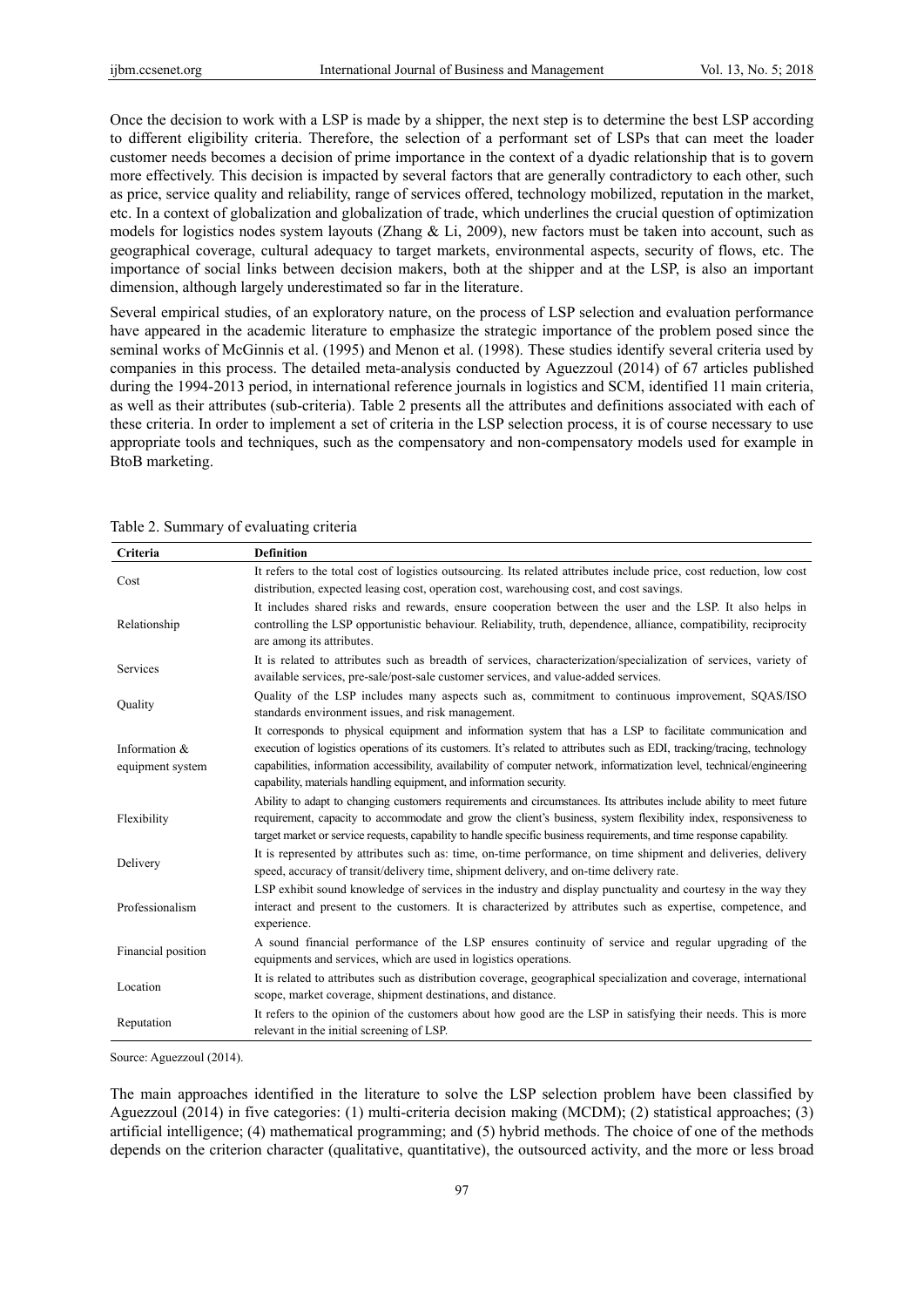Once the decision to work with a LSP is made by a shipper, the next step is to determine the best LSP according to different eligibility criteria. Therefore, the selection of a performant set of LSPs that can meet the loader customer needs becomes a decision of prime importance in the context of a dyadic relationship that is to govern more effectively. This decision is impacted by several factors that are generally contradictory to each other, such as price, service quality and reliability, range of services offered, technology mobilized, reputation in the market, etc. In a context of globalization and globalization of trade, which underlines the crucial question of optimization models for logistics nodes system layouts (Zhang & Li, 2009), new factors must be taken into account, such as geographical coverage, cultural adequacy to target markets, environmental aspects, security of flows, etc. The importance of social links between decision makers, both at the shipper and at the LSP, is also an important dimension, although largely underestimated so far in the literature.

Several empirical studies, of an exploratory nature, on the process of LSP selection and evaluation performance have appeared in the academic literature to emphasize the strategic importance of the problem posed since the seminal works of McGinnis et al. (1995) and Menon et al. (1998). These studies identify several criteria used by companies in this process. The detailed meta-analysis conducted by Aguezzoul (2014) of 67 articles published during the 1994-2013 period, in international reference journals in logistics and SCM, identified 11 main criteria, as well as their attributes (sub-criteria). Table 2 presents all the attributes and definitions associated with each of these criteria. In order to implement a set of criteria in the LSP selection process, it is of course necessary to use appropriate tools and techniques, such as the compensatory and non-compensatory models used for example in BtoB marketing.

Table 2. Summary of evaluating criteria

| Criteria | Definition |
|---|---|
| Cost | It refers to the total cost of logistics outsourcing. Its related attributes include price, cost reduction, low cost distribution, expected leasing cost, operation cost, warehousing cost, and cost savings. |
| Relationship | It includes shared risks and rewards, ensure cooperation between the user and the LSP. It also helps in controlling the LSP opportunistic behaviour. Reliability, truth, dependence, alliance, compatibility, reciprocity are among its attributes. |
| Services | It is related to attributes such as breadth of services, characterization/specialization of services, variety of available services, pre-sale/post-sale customer services, and value-added services. |
| Quality | Quality of the LSP includes many aspects such as, commitment to continuous improvement, SQAS/ISO standards environment issues, and risk management. |
| Information & equipment system | It corresponds to physical equipment and information system that has a LSP to facilitate communication and execution of logistics operations of its customers. It's related to attributes such as EDI, tracking/tracing, technology capabilities, information accessibility, availability of computer network, informatization level, technical/engineering capability, materials handling equipment, and information security. |
| Flexibility | Ability to adapt to changing customers requirements and circumstances. Its attributes include ability to meet future requirement, capacity to accommodate and grow the client's business, system flexibility index, responsiveness to target market or service requests, capability to handle specific business requirements, and time response capability. |
| Delivery | It is represented by attributes such as: time, on-time performance, on time shipment and deliveries, delivery speed, accuracy of transit/delivery time, shipment delivery, and on-time delivery rate. |
| Professionalism | LSP exhibit sound knowledge of services in the industry and display punctuality and courtesy in the way they interact and present to the customers. It is characterized by attributes such as expertise, competence, and experience. |
| Financial position | A sound financial performance of the LSP ensures continuity of service and regular upgrading of the equipments and services, which are used in logistics operations. |
| Location | It is related to attributes such as distribution coverage, geographical specialization and coverage, international scope, market coverage, shipment destinations, and distance. |
| Reputation | It refers to the opinion of the customers about how good are the LSP in satisfying their needs. This is more relevant in the initial screening of LSP. |

Source: Aguezzoul (2014).

The main approaches identified in the literature to solve the LSP selection problem have been classified by Aguezzoul (2014) in five categories: (1) multi-criteria decision making (MCDM); (2) statistical approaches; (3) artificial intelligence; (4) mathematical programming; and (5) hybrid methods. The choice of one of the methods depends on the criterion character (qualitative, quantitative), the outsourced activity, and the more or less broad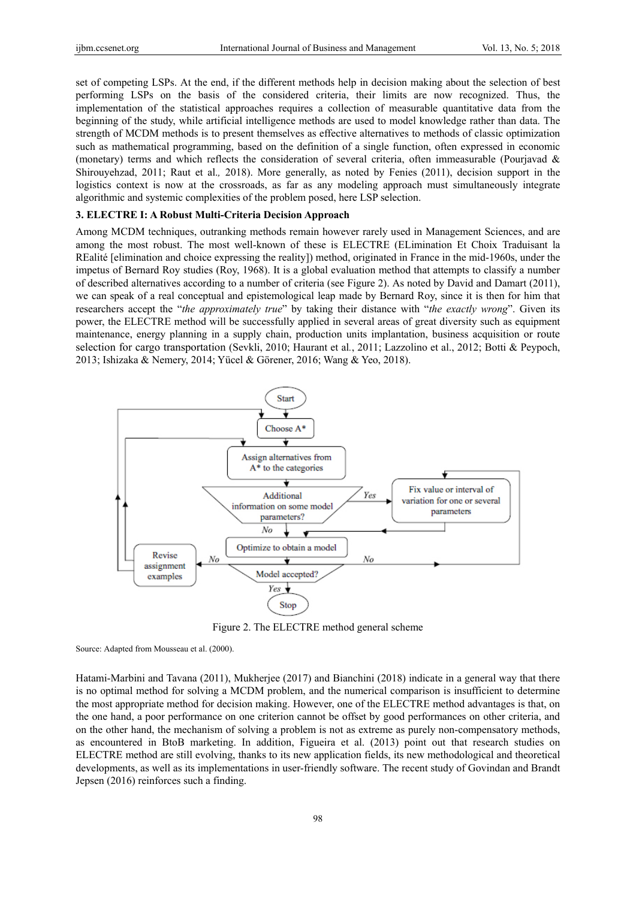set of competing LSPs. At the end, if the different methods help in decision making about the selection of best performing LSPs on the basis of the considered criteria, their limits are now recognized. Thus, the implementation of the statistical approaches requires a collection of measurable quantitative data from the beginning of the study, while artificial intelligence methods are used to model knowledge rather than data. The strength of MCDM methods is to present themselves as effective alternatives to methods of classic optimization such as mathematical programming, based on the definition of a single function, often expressed in economic (monetary) terms and which reflects the consideration of several criteria, often immeasurable (Pourjavad & Shirouyehzad, 2011; Raut et al., 2018). More generally, as noted by Fenies (2011), decision support in the logistics context is now at the crossroads, as far as any modeling approach must simultaneously integrate algorithmic and systemic complexities of the problem posed, here LSP selection.

### 3. ELECTRE I: A Robust Multi-Criteria Decision Approach

Among MCDM techniques, outranking methods remain however rarely used in Management Sciences, and are among the most robust. The most well-known of these is ELECTRE (ELimination Et Choix Traduisant la REalité [elimination and choice expressing the reality]) method, originated in France in the mid-1960s, under the impetus of Bernard Roy studies (Roy, 1968). It is a global evaluation method that attempts to classify a number of described alternatives according to a number of criteria (see Figure 2). As noted by David and Damart (2011), we can speak of a real conceptual and epistemological leap made by Bernard Roy, since it is then for him that researchers accept the "*the approximately true*" by taking their distance with "*the exactly wrong*". Given its power, the ELECTRE method will be successfully applied in several areas of great diversity such as equipment maintenance, energy planning in a supply chain, production units implantation, business acquisition or route selection for cargo transportation (Sevkli, 2010; Haurant et al., 2011; Lazzolino et al., 2012; Botti & Peypoch, 2013; Ishizaka & Nemery, 2014; Yücel & Görener, 2016; Wang & Yeo, 2018).

Start → Choose A* → Assign alternatives from A* to the categories → Additional information on some model parameters? (Yes → Fix value or interval of variation for one or several parameters; No) → Optimize to obtain a model → Model accepted? (Yes → Stop; No → Revise assignment examples / No → Fix value or interval of variation for one or several parameters)

Figure 2. The ELECTRE method general scheme

Source: Adapted from Mousseau et al. (2000).

Hatami-Marbini and Tavana (2011), Mukherjee (2017) and Bianchini (2018) indicate in a general way that there is no optimal method for solving a MCDM problem, and the numerical comparison is insufficient to determine the most appropriate method for decision making. However, one of the ELECTRE method advantages is that, on the one hand, a poor performance on one criterion cannot be offset by good performances on other criteria, and on the other hand, the mechanism of solving a problem is not as extreme as purely non-compensatory methods, as encountered in BtoB marketing. In addition, Figueira et al. (2013) point out that research studies on ELECTRE method are still evolving, thanks to its new application fields, its new methodological and theoretical developments, as well as its implementations in user-friendly software. The recent study of Govindan and Brandt Jepsen (2016) reinforces such a finding.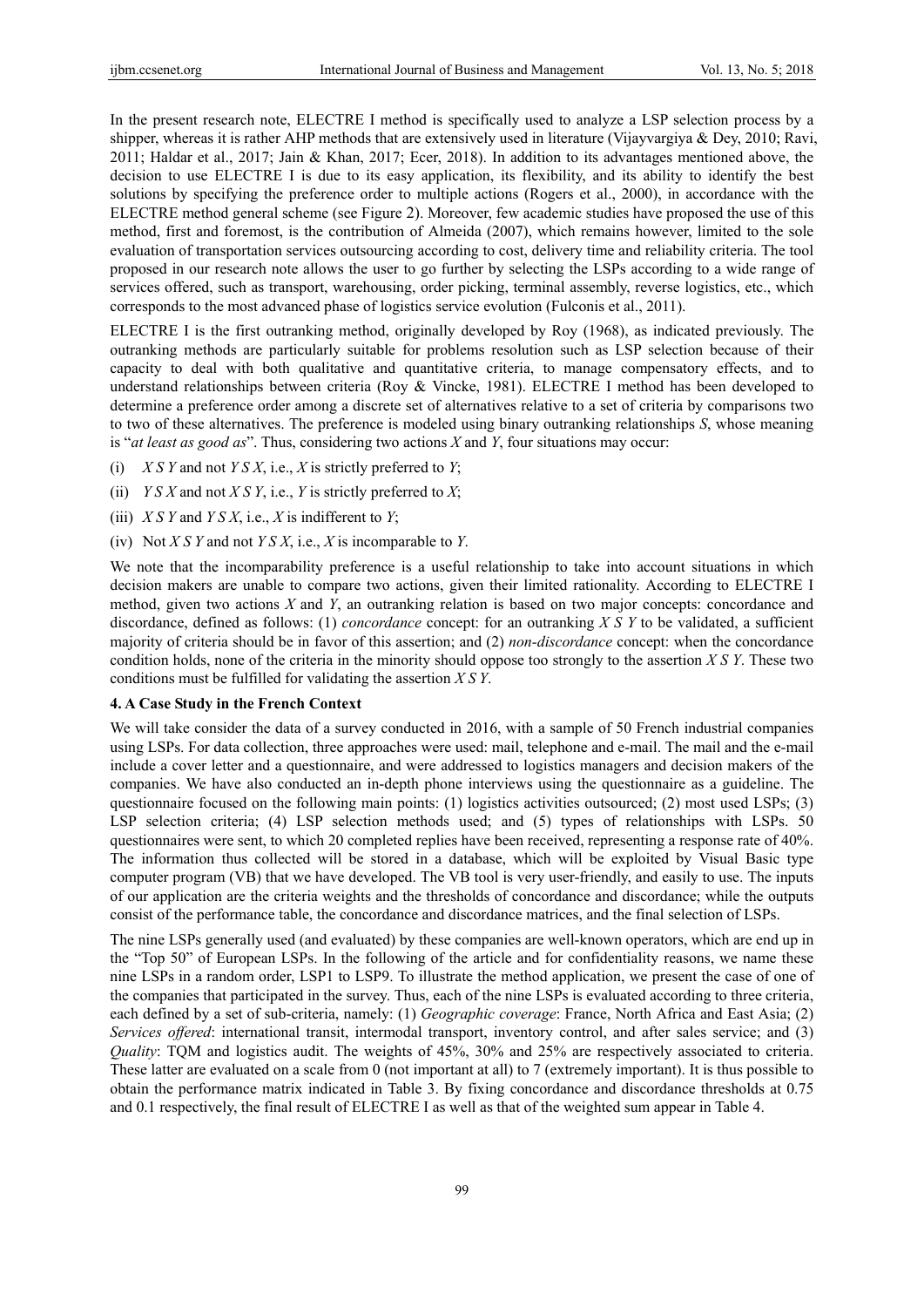In the present research note, ELECTRE I method is specifically used to analyze a LSP selection process by a shipper, whereas it is rather AHP methods that are extensively used in literature (Vijayvargiya & Dey, 2010; Ravi, 2011; Haldar et al., 2017; Jain & Khan, 2017; Ecer, 2018). In addition to its advantages mentioned above, the decision to use ELECTRE I is due to its easy application, its flexibility, and its ability to identify the best solutions by specifying the preference order to multiple actions (Rogers et al., 2000), in accordance with the ELECTRE method general scheme (see Figure 2). Moreover, few academic studies have proposed the use of this method, first and foremost, is the contribution of Almeida (2007), which remains however, limited to the sole evaluation of transportation services outsourcing according to cost, delivery time and reliability criteria. The tool proposed in our research note allows the user to go further by selecting the LSPs according to a wide range of services offered, such as transport, warehousing, order picking, terminal assembly, reverse logistics, etc., which corresponds to the most advanced phase of logistics service evolution (Fulconis et al., 2011).

ELECTRE I is the first outranking method, originally developed by Roy (1968), as indicated previously. The outranking methods are particularly suitable for problems resolution such as LSP selection because of their capacity to deal with both qualitative and quantitative criteria, to manage compensatory effects, and to understand relationships between criteria (Roy & Vincke, 1981). ELECTRE I method has been developed to determine a preference order among a discrete set of alternatives relative to a set of criteria by comparisons two to two of these alternatives. The preference is modeled using binary outranking relationships *S*, whose meaning is "*at least as good as*". Thus, considering two actions *X* and *Y*, four situations may occur:

(i) $X\ S\ Y$ and not $Y\ S\ X$, i.e., *X* is strictly preferred to *Y*;

(ii) $Y\ S\ X$ and not $X\ S\ Y$, i.e., *Y* is strictly preferred to *X*;

(iii) $X\ S\ Y$ and $Y\ S\ X$, i.e., *X* is indifferent to *Y*;

(iv) Not $X\ S\ Y$ and not $Y\ S\ X$, i.e., *X* is incomparable to *Y*.

We note that the incomparability preference is a useful relationship to take into account situations in which decision makers are unable to compare two actions, given their limited rationality. According to ELECTRE I method, given two actions *X* and *Y*, an outranking relation is based on two major concepts: concordance and discordance, defined as follows: (1) *concordance* concept: for an outranking $X\ S\ Y$ to be validated, a sufficient majority of criteria should be in favor of this assertion; and (2) *non-discordance* concept: when the concordance condition holds, none of the criteria in the minority should oppose too strongly to the assertion $X\ S\ Y$. These two conditions must be fulfilled for validating the assertion $X\ S\ Y$.

### 4. A Case Study in the French Context

We will take consider the data of a survey conducted in 2016, with a sample of 50 French industrial companies using LSPs. For data collection, three approaches were used: mail, telephone and e-mail. The mail and the e-mail include a cover letter and a questionnaire, and were addressed to logistics managers and decision makers of the companies. We have also conducted an in-depth phone interviews using the questionnaire as a guideline. The questionnaire focused on the following main points: (1) logistics activities outsourced; (2) most used LSPs; (3) LSP selection criteria; (4) LSP selection methods used; and (5) types of relationships with LSPs. 50 questionnaires were sent, to which 20 completed replies have been received, representing a response rate of 40%. The information thus collected will be stored in a database, which will be exploited by Visual Basic type computer program (VB) that we have developed. The VB tool is very user-friendly, and easily to use. The inputs of our application are the criteria weights and the thresholds of concordance and discordance; while the outputs consist of the performance table, the concordance and discordance matrices, and the final selection of LSPs.

The nine LSPs generally used (and evaluated) by these companies are well-known operators, which are end up in the "Top 50" of European LSPs. In the following of the article and for confidentiality reasons, we name these nine LSPs in a random order, LSP1 to LSP9. To illustrate the method application, we present the case of one of the companies that participated in the survey. Thus, each of the nine LSPs is evaluated according to three criteria, each defined by a set of sub-criteria, namely: (1) *Geographic coverage*: France, North Africa and East Asia; (2) *Services offered*: international transit, intermodal transport, inventory control, and after sales service; and (3) *Quality*: TQM and logistics audit. The weights of 45%, 30% and 25% are respectively associated to criteria. These latter are evaluated on a scale from 0 (not important at all) to 7 (extremely important). It is thus possible to obtain the performance matrix indicated in Table 3. By fixing concordance and discordance thresholds at 0.75 and 0.1 respectively, the final result of ELECTRE I as well as that of the weighted sum appear in Table 4.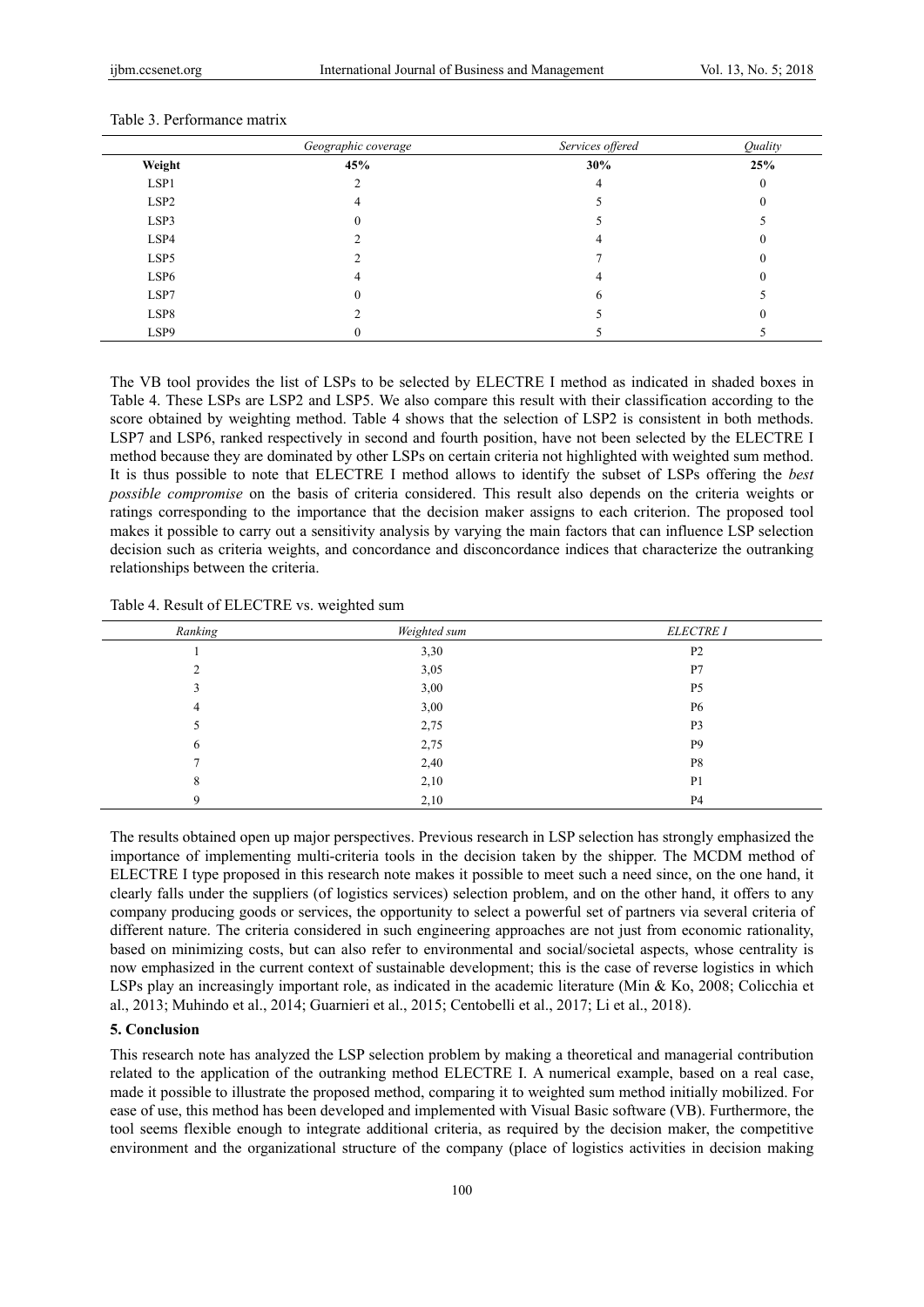Table 3. Performance matrix

| | *Geographic coverage* | *Services offered* | *Quality* |
|---|---|---|---|
| **Weight** | **45%** | **30%** | **25%** |
| LSP1 | 2 | 4 | 0 |
| LSP2 | 4 | 5 | 0 |
| LSP3 | 0 | 5 | 5 |
| LSP4 | 2 | 4 | 0 |
| LSP5 | 2 | 7 | 0 |
| LSP6 | 4 | 4 | 0 |
| LSP7 | 0 | 6 | 5 |
| LSP8 | 2 | 5 | 0 |
| LSP9 | 0 | 5 | 5 |

The VB tool provides the list of LSPs to be selected by ELECTRE I method as indicated in shaded boxes in Table 4. These LSPs are LSP2 and LSP5. We also compare this result with their classification according to the score obtained by weighting method. Table 4 shows that the selection of LSP2 is consistent in both methods. LSP7 and LSP6, ranked respectively in second and fourth position, have not been selected by the ELECTRE I method because they are dominated by other LSPs on certain criteria not highlighted with weighted sum method. It is thus possible to note that ELECTRE I method allows to identify the subset of LSPs offering the *best possible compromise* on the basis of criteria considered. This result also depends on the criteria weights or ratings corresponding to the importance that the decision maker assigns to each criterion. The proposed tool makes it possible to carry out a sensitivity analysis by varying the main factors that can influence LSP selection decision such as criteria weights, and concordance and disconcordance indices that characterize the outranking relationships between the criteria.

Table 4. Result of ELECTRE vs. weighted sum

| *Ranking* | *Weighted sum* | *ELECTRE I* |
|---|---|---|
| 1 | 3,30 | P2 |
| 2 | 3,05 | P7 |
| 3 | 3,00 | P5 |
| 4 | 3,00 | P6 |
| 5 | 2,75 | P3 |
| 6 | 2,75 | P9 |
| 7 | 2,40 | P8 |
| 8 | 2,10 | P1 |
| 9 | 2,10 | P4 |

The results obtained open up major perspectives. Previous research in LSP selection has strongly emphasized the importance of implementing multi-criteria tools in the decision taken by the shipper. The MCDM method of ELECTRE I type proposed in this research note makes it possible to meet such a need since, on the one hand, it clearly falls under the suppliers (of logistics services) selection problem, and on the other hand, it offers to any company producing goods or services, the opportunity to select a powerful set of partners via several criteria of different nature. The criteria considered in such engineering approaches are not just from economic rationality, based on minimizing costs, but can also refer to environmental and social/societal aspects, whose centrality is now emphasized in the current context of sustainable development; this is the case of reverse logistics in which LSPs play an increasingly important role, as indicated in the academic literature (Min & Ko, 2008; Colicchia et al., 2013; Muhindo et al., 2014; Guarnieri et al., 2015; Centobelli et al., 2017; Li et al., 2018).

## 5. Conclusion

This research note has analyzed the LSP selection problem by making a theoretical and managerial contribution related to the application of the outranking method ELECTRE I. A numerical example, based on a real case, made it possible to illustrate the proposed method, comparing it to weighted sum method initially mobilized. For ease of use, this method has been developed and implemented with Visual Basic software (VB). Furthermore, the tool seems flexible enough to integrate additional criteria, as required by the decision maker, the competitive environment and the organizational structure of the company (place of logistics activities in decision making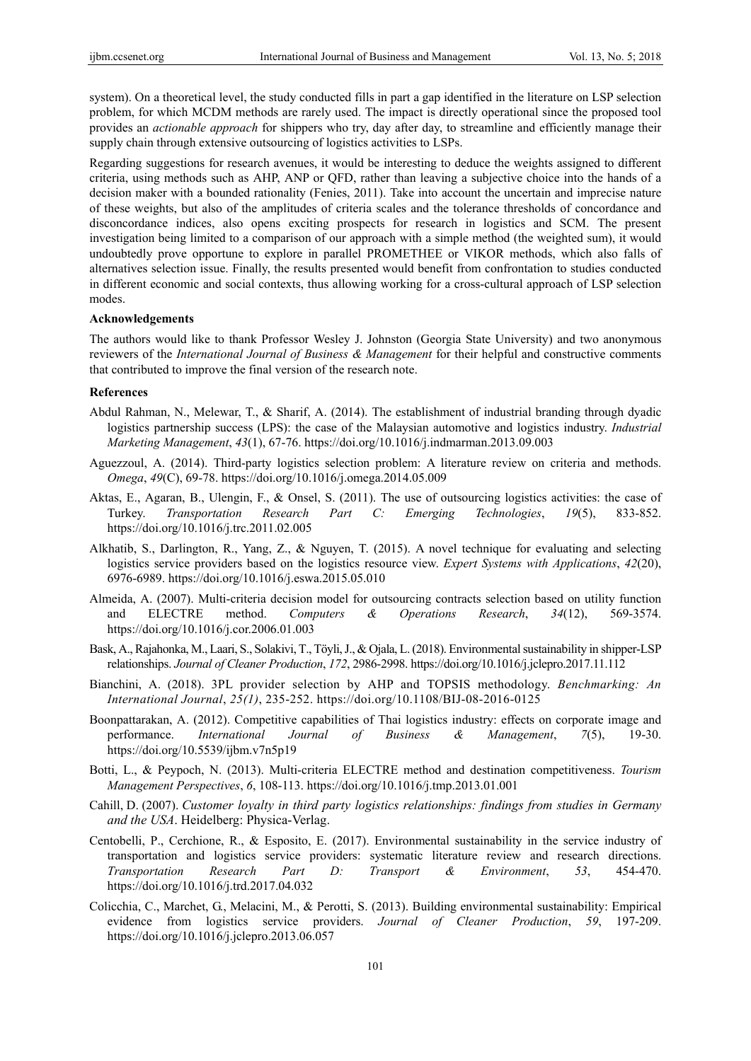system). On a theoretical level, the study conducted fills in part a gap identified in the literature on LSP selection problem, for which MCDM methods are rarely used. The impact is directly operational since the proposed tool provides an *actionable approach* for shippers who try, day after day, to streamline and efficiently manage their supply chain through extensive outsourcing of logistics activities to LSPs.

Regarding suggestions for research avenues, it would be interesting to deduce the weights assigned to different criteria, using methods such as AHP, ANP or QFD, rather than leaving a subjective choice into the hands of a decision maker with a bounded rationality (Fenies, 2011). Take into account the uncertain and imprecise nature of these weights, but also of the amplitudes of criteria scales and the tolerance thresholds of concordance and disconcordance indices, also opens exciting prospects for research in logistics and SCM. The present investigation being limited to a comparison of our approach with a simple method (the weighted sum), it would undoubtedly prove opportune to explore in parallel PROMETHEE or VIKOR methods, which also falls of alternatives selection issue. Finally, the results presented would benefit from confrontation to studies conducted in different economic and social contexts, thus allowing working for a cross-cultural approach of LSP selection modes.

**Acknowledgements**

The authors would like to thank Professor Wesley J. Johnston (Georgia State University) and two anonymous reviewers of the *International Journal of Business & Management* for their helpful and constructive comments that contributed to improve the final version of the research note.

**References**

Abdul Rahman, N., Melewar, T., & Sharif, A. (2014). The establishment of industrial branding through dyadic logistics partnership success (LPS): the case of the Malaysian automotive and logistics industry. *Industrial Marketing Management*, *43*(1), 67-76. https://doi.org/10.1016/j.indmarman.2013.09.003

Aguezzoul, A. (2014). Third-party logistics selection problem: A literature review on criteria and methods. *Omega*, *49*(C), 69-78. https://doi.org/10.1016/j.omega.2014.05.009

Aktas, E., Agaran, B., Ulengin, F., & Onsel, S. (2011). The use of outsourcing logistics activities: the case of Turkey. *Transportation Research Part C: Emerging Technologies*, *19*(5), 833-852. https://doi.org/10.1016/j.trc.2011.02.005

Alkhatib, S., Darlington, R., Yang, Z., & Nguyen, T. (2015). A novel technique for evaluating and selecting logistics service providers based on the logistics resource view. *Expert Systems with Applications*, *42*(20), 6976-6989. https://doi.org/10.1016/j.eswa.2015.05.010

Almeida, A. (2007). Multi-criteria decision model for outsourcing contracts selection based on utility function and ELECTRE method. *Computers & Operations Research*, *34*(12), 569-3574. https://doi.org/10.1016/j.cor.2006.01.003

Bask, A., Rajahonka, M., Laari, S., Solakivi, T., Töyli, J., & Ojala, L. (2018). Environmental sustainability in shipper-LSP relationships. *Journal of Cleaner Production*, *172*, 2986-2998. https://doi.org/10.1016/j.jclepro.2017.11.112

Bianchini, A. (2018). 3PL provider selection by AHP and TOPSIS methodology. *Benchmarking: An International Journal*, *25(1)*, 235-252. https://doi.org/10.1108/BIJ-08-2016-0125

Boonpattarakan, A. (2012). Competitive capabilities of Thai logistics industry: effects on corporate image and performance. *International Journal of Business & Management*, *7*(5), 19-30. https://doi.org/10.5539/ijbm.v7n5p19

Botti, L., & Peypoch, N. (2013). Multi-criteria ELECTRE method and destination competitiveness. *Tourism Management Perspectives*, *6*, 108-113. https://doi.org/10.1016/j.tmp.2013.01.001

Cahill, D. (2007). *Customer loyalty in third party logistics relationships: findings from studies in Germany and the USA*. Heidelberg: Physica-Verlag.

Centobelli, P., Cerchione, R., & Esposito, E. (2017). Environmental sustainability in the service industry of transportation and logistics service providers: systematic literature review and research directions. *Transportation Research Part D: Transport & Environment*, *53*, 454-470. https://doi.org/10.1016/j.trd.2017.04.032

Colicchia, C., Marchet, G., Melacini, M., & Perotti, S. (2013). Building environmental sustainability: Empirical evidence from logistics service providers. *Journal of Cleaner Production*, *59*, 197-209. https://doi.org/10.1016/j.jclepro.2013.06.057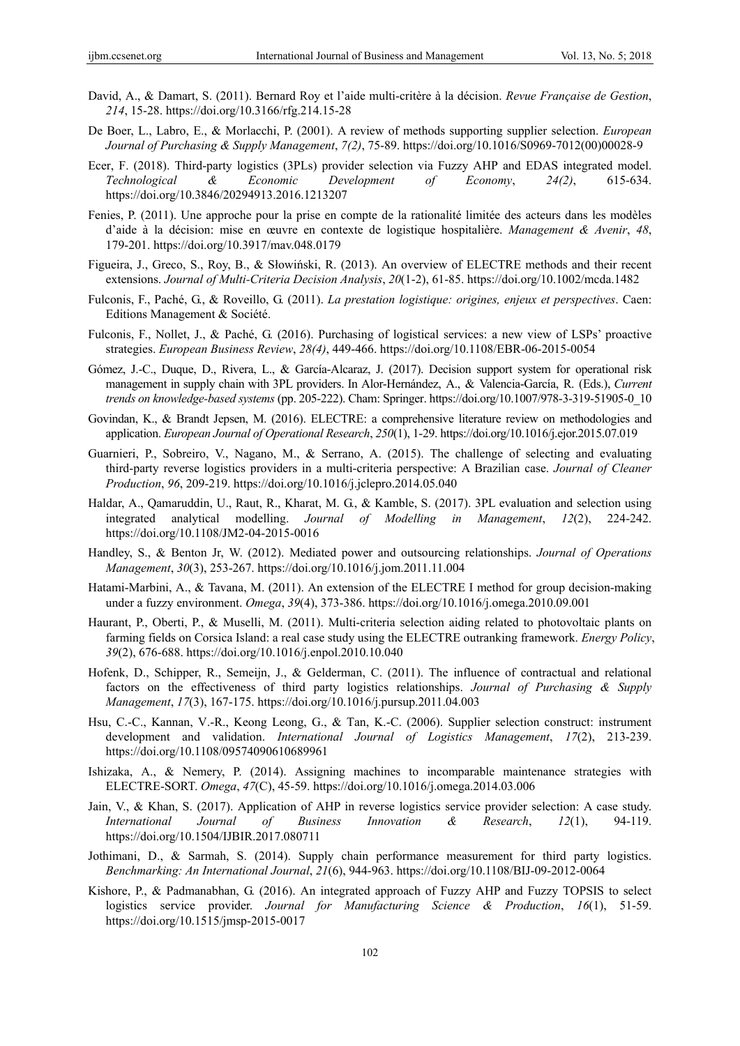David, A., & Damart, S. (2011). Bernard Roy et l'aide multi-critère à la décision. *Revue Française de Gestion*, *214*, 15-28. https://doi.org/10.3166/rfg.214.15-28

De Boer, L., Labro, E., & Morlacchi, P. (2001). A review of methods supporting supplier selection. *European Journal of Purchasing & Supply Management*, *7(2)*, 75-89. https://doi.org/10.1016/S0969-7012(00)00028-9

Ecer, F. (2018). Third-party logistics (3PLs) provider selection via Fuzzy AHP and EDAS integrated model. *Technological & Economic Development of Economy*, *24(2)*, 615-634. https://doi.org/10.3846/20294913.2016.1213207

Fenies, P. (2011). Une approche pour la prise en compte de la rationalité limitée des acteurs dans les modèles d'aide à la décision: mise en œuvre en contexte de logistique hospitalière. *Management & Avenir*, *48*, 179-201. https://doi.org/10.3917/mav.048.0179

Figueira, J., Greco, S., Roy, B., & Słowiński, R. (2013). An overview of ELECTRE methods and their recent extensions. *Journal of Multi-Criteria Decision Analysis*, *20*(1-2), 61-85. https://doi.org/10.1002/mcda.1482

Fulconis, F., Paché, G., & Roveillo, G. (2011). *La prestation logistique: origines, enjeux et perspectives*. Caen: Editions Management & Société.

Fulconis, F., Nollet, J., & Paché, G. (2016). Purchasing of logistical services: a new view of LSPs' proactive strategies. *European Business Review*, *28(4)*, 449-466. https://doi.org/10.1108/EBR-06-2015-0054

Gómez, J.-C., Duque, D., Rivera, L., & García-Alcaraz, J. (2017). Decision support system for operational risk management in supply chain with 3PL providers. In Alor-Hernández, A., & Valencia-García, R. (Eds.), *Current trends on knowledge-based systems* (pp. 205-222). Cham: Springer. https://doi.org/10.1007/978-3-319-51905-0_10

Govindan, K., & Brandt Jepsen, M. (2016). ELECTRE: a comprehensive literature review on methodologies and application. *European Journal of Operational Research*, *250*(1), 1-29. https://doi.org/10.1016/j.ejor.2015.07.019

Guarnieri, P., Sobreiro, V., Nagano, M., & Serrano, A. (2015). The challenge of selecting and evaluating third-party reverse logistics providers in a multi-criteria perspective: A Brazilian case. *Journal of Cleaner Production*, *96*, 209-219. https://doi.org/10.1016/j.jclepro.2014.05.040

Haldar, A., Qamaruddin, U., Raut, R., Kharat, M. G., & Kamble, S. (2017). 3PL evaluation and selection using integrated analytical modelling. *Journal of Modelling in Management*, *12*(2), 224-242. https://doi.org/10.1108/JM2-04-2015-0016

Handley, S., & Benton Jr, W. (2012). Mediated power and outsourcing relationships. *Journal of Operations Management*, *30*(3), 253-267. https://doi.org/10.1016/j.jom.2011.11.004

Hatami-Marbini, A., & Tavana, M. (2011). An extension of the ELECTRE I method for group decision-making under a fuzzy environment. *Omega*, *39*(4), 373-386. https://doi.org/10.1016/j.omega.2010.09.001

Haurant, P., Oberti, P., & Muselli, M. (2011). Multi-criteria selection aiding related to photovoltaic plants on farming fields on Corsica Island: a real case study using the ELECTRE outranking framework. *Energy Policy*, *39*(2), 676-688. https://doi.org/10.1016/j.enpol.2010.10.040

Hofenk, D., Schipper, R., Semeijn, J., & Gelderman, C. (2011). The influence of contractual and relational factors on the effectiveness of third party logistics relationships. *Journal of Purchasing & Supply Management*, *17*(3), 167-175. https://doi.org/10.1016/j.pursup.2011.04.003

Hsu, C.-C., Kannan, V.-R., Keong Leong, G., & Tan, K.-C. (2006). Supplier selection construct: instrument development and validation. *International Journal of Logistics Management*, *17*(2), 213-239. https://doi.org/10.1108/09574090610689961

Ishizaka, A., & Nemery, P. (2014). Assigning machines to incomparable maintenance strategies with ELECTRE-SORT. *Omega*, *47*(C), 45-59. https://doi.org/10.1016/j.omega.2014.03.006

Jain, V., & Khan, S. (2017). Application of AHP in reverse logistics service provider selection: A case study. *International Journal of Business Innovation & Research*, *12*(1), 94-119. https://doi.org/10.1504/IJBIR.2017.080711

Jothimani, D., & Sarmah, S. (2014). Supply chain performance measurement for third party logistics. *Benchmarking: An International Journal*, *21*(6), 944-963. https://doi.org/10.1108/BIJ-09-2012-0064

Kishore, P., & Padmanabhan, G. (2016). An integrated approach of Fuzzy AHP and Fuzzy TOPSIS to select logistics service provider. *Journal for Manufacturing Science & Production*, *16*(1), 51-59. https://doi.org/10.1515/jmsp-2015-0017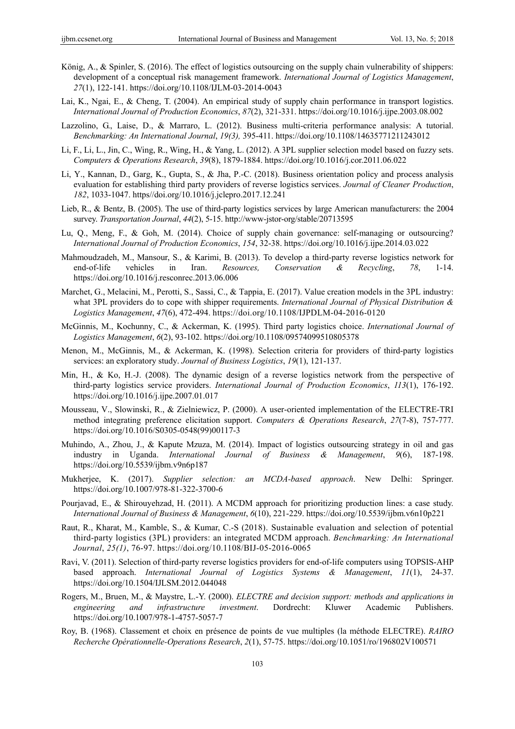König, A., & Spinler, S. (2016). The effect of logistics outsourcing on the supply chain vulnerability of shippers: development of a conceptual risk management framework. *International Journal of Logistics Management*, *27*(1), 122-141. https://doi.org/10.1108/IJLM-03-2014-0043

Lai, K., Ngai, E., & Cheng, T. (2004). An empirical study of supply chain performance in transport logistics. *International Journal of Production Economics*, *87*(2), 321-331. https://doi.org/10.1016/j.ijpe.2003.08.002

Lazzolino, G., Laise, D., & Marraro, L. (2012). Business multi-criteria performance analysis: A tutorial. *Benchmarking: An International Journal*, *19(3),* 395-411. https://doi.org/10.1108/14635771211243012

Li, F., Li, L., Jin, C., Wing, R., Wing, H., & Yang, L. (2012). A 3PL supplier selection model based on fuzzy sets. *Computers & Operations Research*, *39*(8), 1879-1884. https://doi.org/10.1016/j.cor.2011.06.022

Li, Y., Kannan, D., Garg, K., Gupta, S., & Jha, P.-C. (2018). Business orientation policy and process analysis evaluation for establishing third party providers of reverse logistics services. *Journal of Cleaner Production*, *182*, 1033-1047. https//doi.org/10.1016/j.jclepro.2017.12.241

Lieb, R., & Bentz, B. (2005). The use of third-party logistics services by large American manufacturers: the 2004 survey. *Transportation Journal*, *44*(2), 5-15. http://www-jstor-org/stable/20713595

Lu, Q., Meng, F., & Goh, M. (2014). Choice of supply chain governance: self-managing or outsourcing? *International Journal of Production Economics*, *154*, 32-38. https://doi.org/10.1016/j.ijpe.2014.03.022

Mahmoudzadeh, M., Mansour, S., & Karimi, B. (2013). To develop a third-party reverse logistics network for end-of-life vehicles in Iran. *Resources, Conservation & Recycling*, *78*, 1-14. https://doi.org/10.1016/j.resconrec.2013.06.006

Marchet, G., Melacini, M., Perotti, S., Sassi, C., & Tappia, E. (2017). Value creation models in the 3PL industry: what 3PL providers do to cope with shipper requirements. *International Journal of Physical Distribution & Logistics Management*, *47*(6), 472-494. https://doi.org/10.1108/IJPDLM-04-2016-0120

McGinnis, M., Kochunny, C., & Ackerman, K. (1995). Third party logistics choice. *International Journal of Logistics Management*, *6*(2), 93-102. https://doi.org/10.1108/09574099510805378

Menon, M., McGinnis, M., & Ackerman, K. (1998). Selection criteria for providers of third-party logistics services: an exploratory study. *Journal of Business Logistics*, *19*(1), 121-137.

Min, H., & Ko, H.-J. (2008). The dynamic design of a reverse logistics network from the perspective of third-party logistics service providers. *International Journal of Production Economics*, *113*(1), 176-192. https://doi.org/10.1016/j.ijpe.2007.01.017

Mousseau, V., Slowinski, R., & Zielniewicz, P. (2000). A user-oriented implementation of the ELECTRE-TRI method integrating preference elicitation support. *Computers & Operations Research*, *27*(7-8), 757-777. https://doi.org/10.1016/S0305-0548(99)00117-3

Muhindo, A., Zhou, J., & Kapute Mzuza, M. (2014). Impact of logistics outsourcing strategy in oil and gas industry in Uganda. *International Journal of Business & Management*, *9*(6), 187-198. https://doi.org/10.5539/ijbm.v9n6p187

Mukherjee, K. (2017). *Supplier selection: an MCDA-based approach*. New Delhi: Springer. https://doi.org/10.1007/978-81-322-3700-6

Pourjavad, E., & Shirouyehzad, H. (2011). A MCDM approach for prioritizing production lines: a case study. *International Journal of Business & Management*, *6*(10), 221-229. https://doi.org/10.5539/ijbm.v6n10p221

Raut, R., Kharat, M., Kamble, S., & Kumar, C.-S (2018). Sustainable evaluation and selection of potential third-party logistics (3PL) providers: an integrated MCDM approach. *Benchmarking: An International Journal*, *25(1)*, 76-97. https://doi.org/10.1108/BIJ-05-2016-0065

Ravi, V. (2011). Selection of third-party reverse logistics providers for end-of-life computers using TOPSIS-AHP based approach. *International Journal of Logistics Systems & Management*, *11*(1), 24-37. https://doi.org/10.1504/IJLSM.2012.044048

Rogers, M., Bruen, M., & Maystre, L.-Y. (2000). *ELECTRE and decision support: methods and applications in engineering and infrastructure investment*. Dordrecht: Kluwer Academic Publishers. https://doi.org/10.1007/978-1-4757-5057-7

Roy, B. (1968). Classement et choix en présence de points de vue multiples (la méthode ELECTRE). *RAIRO Recherche Opérationnelle-Operations Research*, *2*(1), 57-75. https://doi.org/10.1051/ro/196802V100571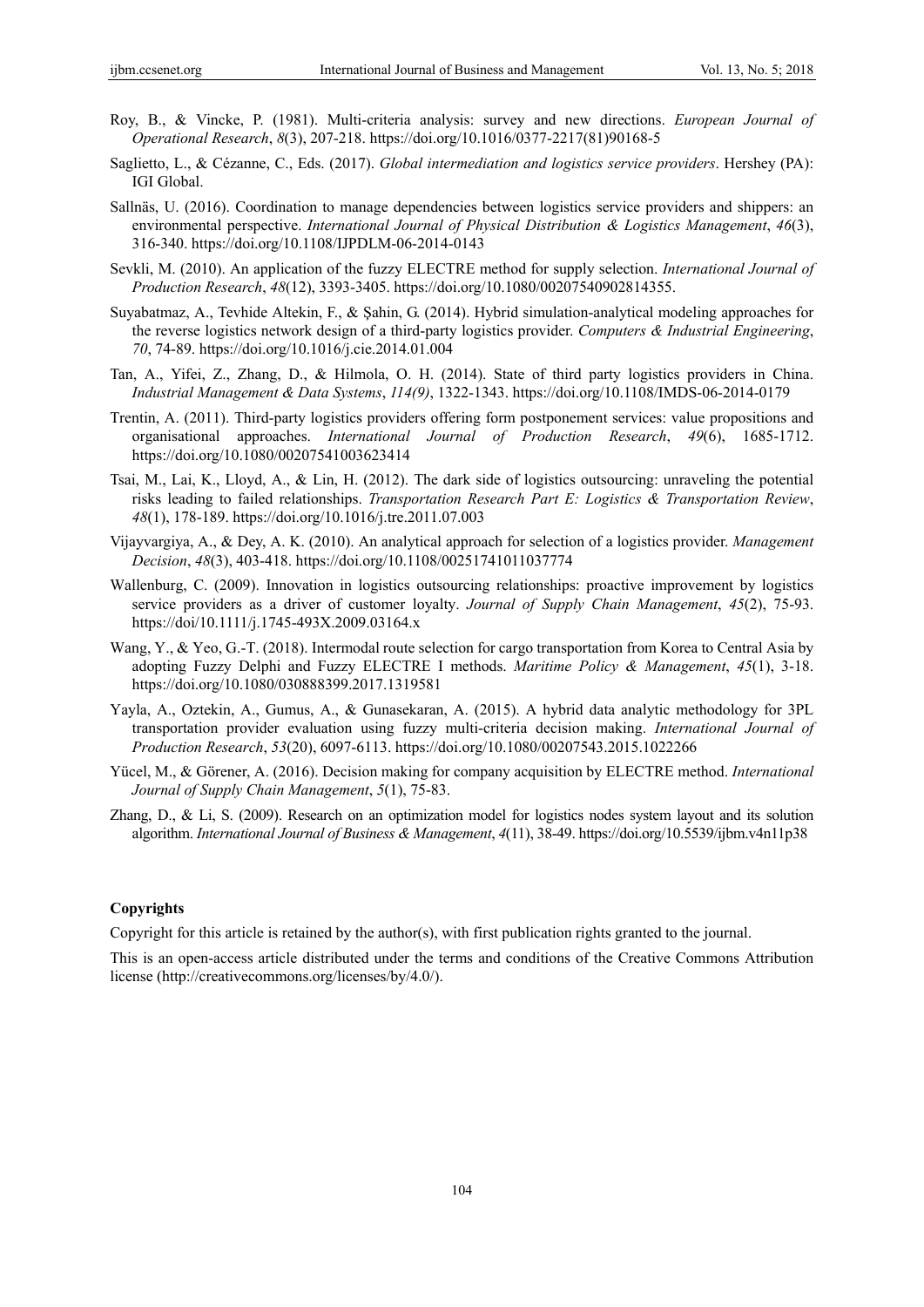Roy, B., & Vincke, P. (1981). Multi-criteria analysis: survey and new directions. *European Journal of Operational Research*, *8*(3), 207-218. https://doi.org/10.1016/0377-2217(81)90168-5

Saglietto, L., & Cézanne, C., Eds. (2017). *Global intermediation and logistics service providers*. Hershey (PA): IGI Global.

Sallnäs, U. (2016). Coordination to manage dependencies between logistics service providers and shippers: an environmental perspective. *International Journal of Physical Distribution & Logistics Management*, *46*(3), 316-340. https://doi.org/10.1108/IJPDLM-06-2014-0143

Sevkli, M. (2010). An application of the fuzzy ELECTRE method for supply selection. *International Journal of Production Research*, *48*(12), 3393-3405. https://doi.org/10.1080/00207540902814355.

Suyabatmaz, A., Tevhide Altekin, F., & Şahin, G. (2014). Hybrid simulation-analytical modeling approaches for the reverse logistics network design of a third-party logistics provider. *Computers & Industrial Engineering*, *70*, 74-89. https://doi.org/10.1016/j.cie.2014.01.004

Tan, A., Yifei, Z., Zhang, D., & Hilmola, O. H. (2014). State of third party logistics providers in China. *Industrial Management & Data Systems*, *114(9)*, 1322-1343. https://doi.org/10.1108/IMDS-06-2014-0179

Trentin, A. (2011). Third-party logistics providers offering form postponement services: value propositions and organisational approaches. *International Journal of Production Research*, *49*(6), 1685-1712. https://doi.org/10.1080/00207541003623414

Tsai, M., Lai, K., Lloyd, A., & Lin, H. (2012). The dark side of logistics outsourcing: unraveling the potential risks leading to failed relationships. *Transportation Research Part E: Logistics & Transportation Review*, *48*(1), 178-189. https://doi.org/10.1016/j.tre.2011.07.003

Vijayvargiya, A., & Dey, A. K. (2010). An analytical approach for selection of a logistics provider. *Management Decision*, *48*(3), 403-418. https://doi.org/10.1108/00251741011037774

Wallenburg, C. (2009). Innovation in logistics outsourcing relationships: proactive improvement by logistics service providers as a driver of customer loyalty. *Journal of Supply Chain Management*, *45*(2), 75-93. https://doi/10.1111/j.1745-493X.2009.03164.x

Wang, Y., & Yeo, G.-T. (2018). Intermodal route selection for cargo transportation from Korea to Central Asia by adopting Fuzzy Delphi and Fuzzy ELECTRE I methods. *Maritime Policy & Management*, *45*(1), 3-18. https://doi.org/10.1080/030888399.2017.1319581

Yayla, A., Oztekin, A., Gumus, A., & Gunasekaran, A. (2015). A hybrid data analytic methodology for 3PL transportation provider evaluation using fuzzy multi-criteria decision making. *International Journal of Production Research*, *53*(20), 6097-6113. https://doi.org/10.1080/00207543.2015.1022266

Yücel, M., & Görener, A. (2016). Decision making for company acquisition by ELECTRE method. *International Journal of Supply Chain Management*, *5*(1), 75-83.

Zhang, D., & Li, S. (2009). Research on an optimization model for logistics nodes system layout and its solution algorithm. *International Journal of Business & Management*, *4*(11), 38-49. https://doi.org/10.5539/ijbm.v4n11p38

**Copyrights**

Copyright for this article is retained by the author(s), with first publication rights granted to the journal.

This is an open-access article distributed under the terms and conditions of the Creative Commons Attribution license (http://creativecommons.org/licenses/by/4.0/).